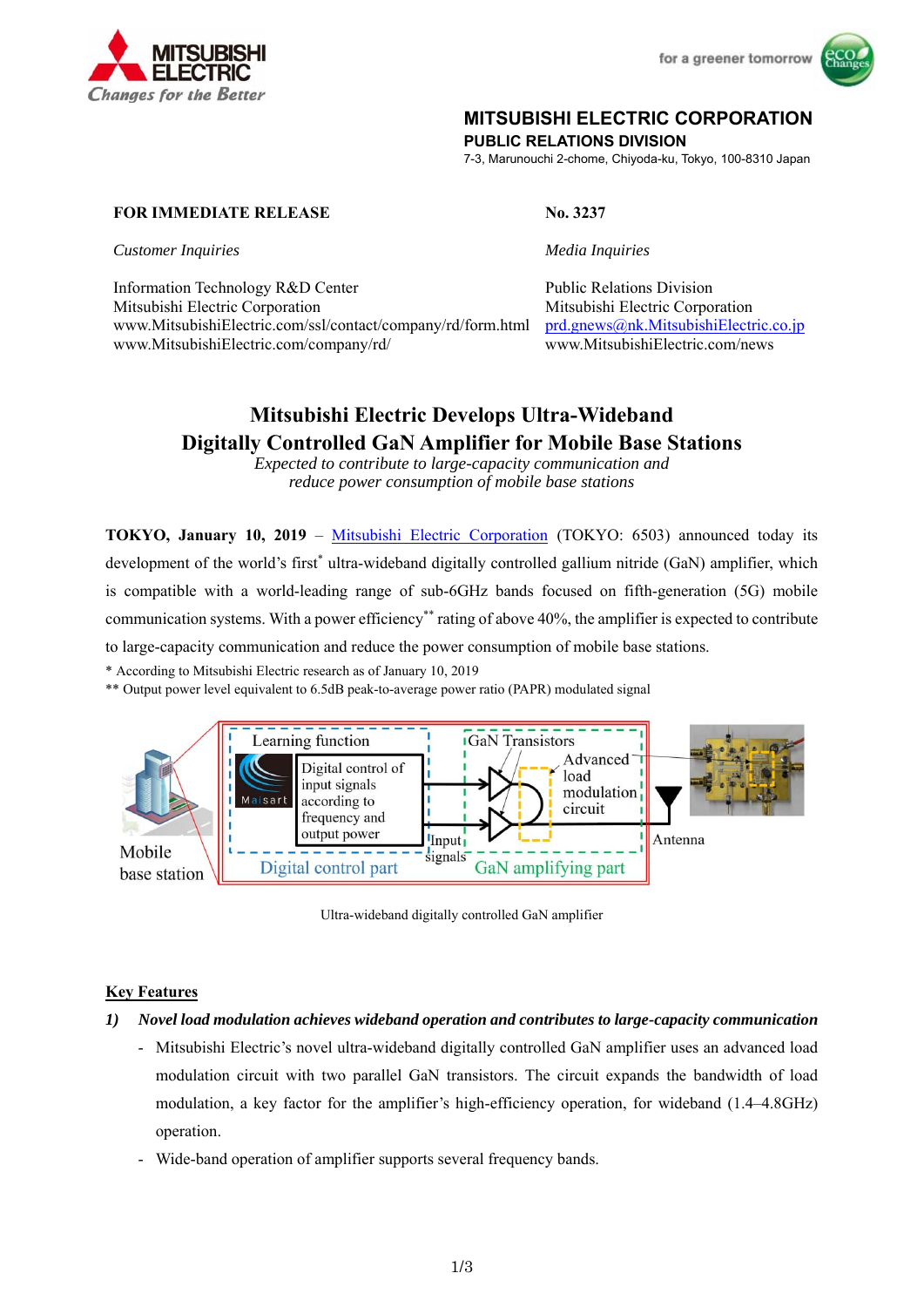**MITSUBISHI ELECTRIC CORPORATION**
**PUBLIC RELATIONS DIVISION**
7-3, Marunouchi 2-chome, Chiyoda-ku, Tokyo, 100-8310 Japan

**FOR IMMEDIATE RELEASE**

**No. 3237**

*Customer Inquiries*

Information Technology R&D Center
Mitsubishi Electric Corporation
www.MitsubishiElectric.com/ssl/contact/company/rd/form.html
www.MitsubishiElectric.com/company/rd/

*Media Inquiries*

Public Relations Division
Mitsubishi Electric Corporation
prd.gnews@nk.MitsubishiElectric.co.jp
www.MitsubishiElectric.com/news

# Mitsubishi Electric Develops Ultra-Wideband Digitally Controlled GaN Amplifier for Mobile Base Stations

*Expected to contribute to large-capacity communication and reduce power consumption of mobile base stations*

**TOKYO, January 10, 2019** – Mitsubishi Electric Corporation (TOKYO: 6503) announced today its development of the world's first* ultra-wideband digitally controlled gallium nitride (GaN) amplifier, which is compatible with a world-leading range of sub-6GHz bands focused on fifth-generation (5G) mobile communication systems. With a power efficiency** rating of above 40%, the amplifier is expected to contribute to large-capacity communication and reduce the power consumption of mobile base stations.

\* According to Mitsubishi Electric research as of January 10, 2019
\** Output power level equivalent to 6.5dB peak-to-average power ratio (PAPR) modulated signal

Ultra-wideband digitally controlled GaN amplifier

## Key Features

***1) Novel load modulation achieves wideband operation and contributes to large-capacity communication***

- Mitsubishi Electric's novel ultra-wideband digitally controlled GaN amplifier uses an advanced load modulation circuit with two parallel GaN transistors. The circuit expands the bandwidth of load modulation, a key factor for the amplifier's high-efficiency operation, for wideband (1.4–4.8GHz) operation.
- Wide-band operation of amplifier supports several frequency bands.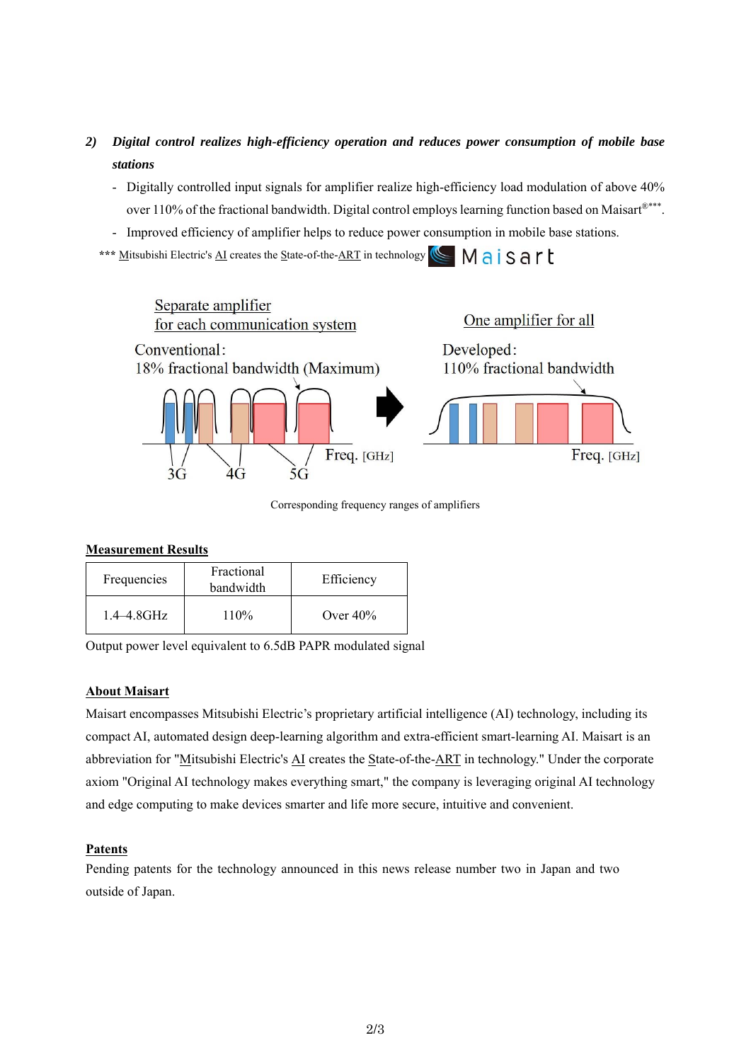***2) Digital control realizes high-efficiency operation and reduces power consumption of mobile base stations***

- Digitally controlled input signals for amplifier realize high-efficiency load modulation of above 40% over 110% of the fractional bandwidth. Digital control employs learning function based on Maisart®***.
- Improved efficiency of amplifier helps to reduce power consumption in mobile base stations.

*** Mitsubishi Electric's AI creates the State-of-the-ART in technology Maisart

Separate amplifier for each communication system

Conventional: 18% fractional bandwidth (Maximum)

3G 4G 5G Freq. [GHz]

One amplifier for all

Developed: 110% fractional bandwidth

Freq. [GHz]

Corresponding frequency ranges of amplifiers

**Measurement Results**

| Frequencies | Fractional bandwidth | Efficiency |
|---|---|---|
| 1.4–4.8GHz | 110% | Over 40% |

Output power level equivalent to 6.5dB PAPR modulated signal

**About Maisart**

Maisart encompasses Mitsubishi Electric's proprietary artificial intelligence (AI) technology, including its compact AI, automated design deep-learning algorithm and extra-efficient smart-learning AI. Maisart is an abbreviation for "Mitsubishi Electric's AI creates the State-of-the-ART in technology." Under the corporate axiom "Original AI technology makes everything smart," the company is leveraging original AI technology and edge computing to make devices smarter and life more secure, intuitive and convenient.

**Patents**

Pending patents for the technology announced in this news release number two in Japan and two outside of Japan.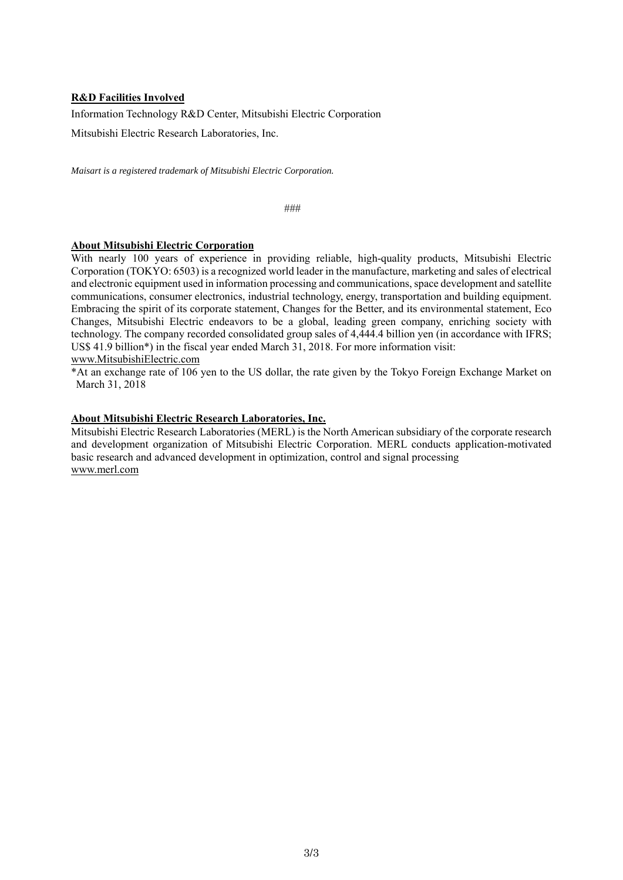**R&D Facilities Involved**

Information Technology R&D Center, Mitsubishi Electric Corporation

Mitsubishi Electric Research Laboratories, Inc.

*Maisart is a registered trademark of Mitsubishi Electric Corporation.*

###

**About Mitsubishi Electric Corporation**

With nearly 100 years of experience in providing reliable, high-quality products, Mitsubishi Electric Corporation (TOKYO: 6503) is a recognized world leader in the manufacture, marketing and sales of electrical and electronic equipment used in information processing and communications, space development and satellite communications, consumer electronics, industrial technology, energy, transportation and building equipment. Embracing the spirit of its corporate statement, Changes for the Better, and its environmental statement, Eco Changes, Mitsubishi Electric endeavors to be a global, leading green company, enriching society with technology. The company recorded consolidated group sales of 4,444.4 billion yen (in accordance with IFRS; US$ 41.9 billion*) in the fiscal year ended March 31, 2018. For more information visit:
www.MitsubishiElectric.com

*At an exchange rate of 106 yen to the US dollar, the rate given by the Tokyo Foreign Exchange Market on March 31, 2018

**About Mitsubishi Electric Research Laboratories, Inc.**

Mitsubishi Electric Research Laboratories (MERL) is the North American subsidiary of the corporate research and development organization of Mitsubishi Electric Corporation. MERL conducts application-motivated basic research and advanced development in optimization, control and signal processing
www.merl.com